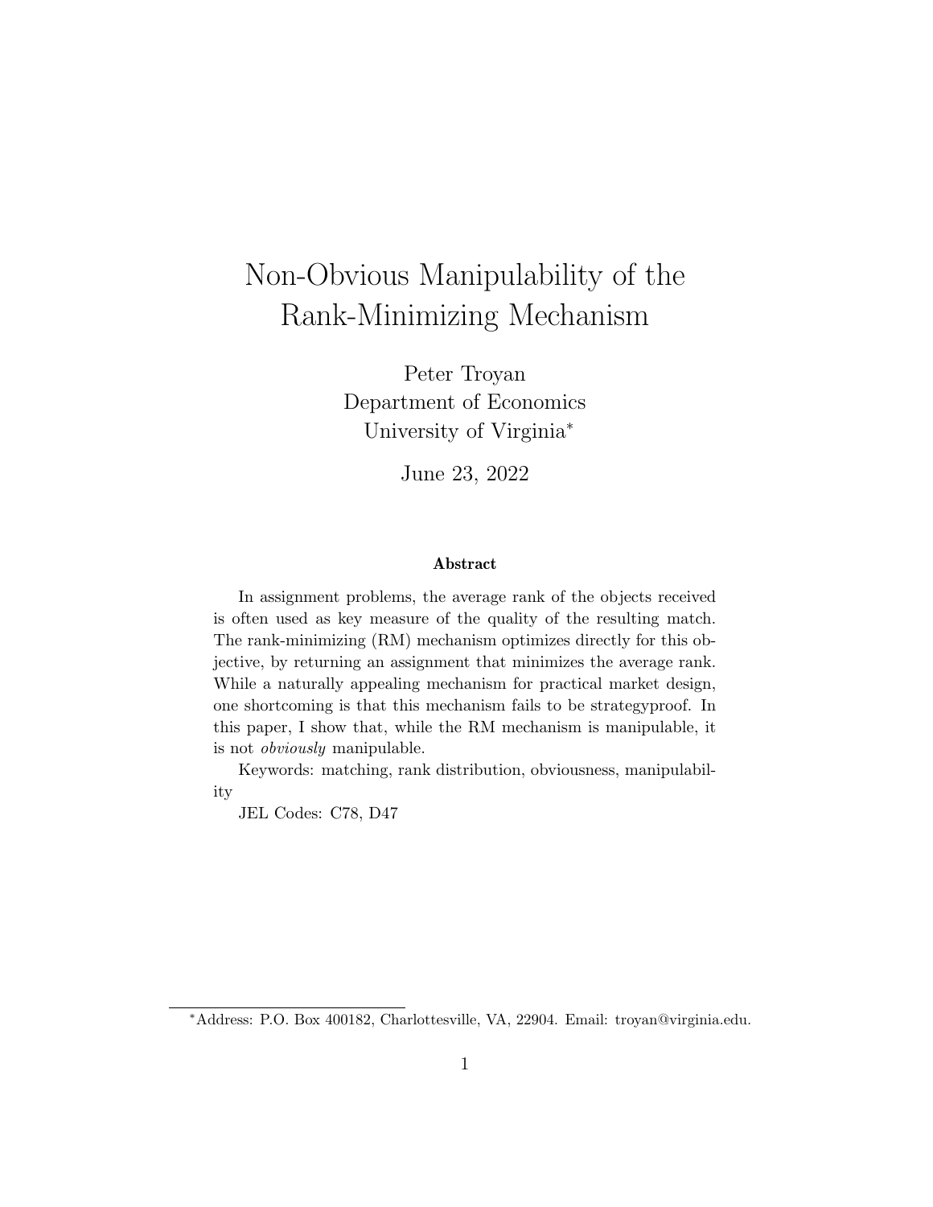# Non-Obvious Manipulability of the Rank-Minimizing Mechanism

Peter Troyan
Department of Economics
University of Virginia[*]

June 23, 2022

### Abstract

In assignment problems, the average rank of the objects received is often used as key measure of the quality of the resulting match. The rank-minimizing (RM) mechanism optimizes directly for this objective, by returning an assignment that minimizes the average rank. While a naturally appealing mechanism for practical market design, one shortcoming is that this mechanism fails to be strategyproof. In this paper, I show that, while the RM mechanism is manipulable, it is not *obviously* manipulable.

Keywords: matching, rank distribution, obviousness, manipulability

JEL Codes: C78, D47

[*]Address: P.O. Box 400182, Charlottesville, VA, 22904. Email: troyan@virginia.edu.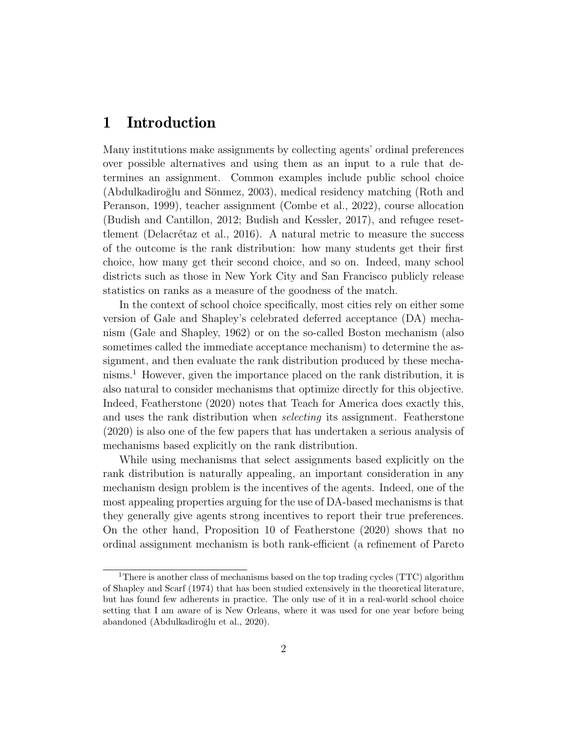# 1 Introduction

Many institutions make assignments by collecting agents' ordinal preferences over possible alternatives and using them as an input to a rule that determines an assignment. Common examples include public school choice (Abdulkadiroğlu and Sönmez, 2003), medical residency matching (Roth and Peranson, 1999), teacher assignment (Combe et al., 2022), course allocation (Budish and Cantillon, 2012; Budish and Kessler, 2017), and refugee resettlement (Delacrétaz et al., 2016). A natural metric to measure the success of the outcome is the rank distribution: how many students get their first choice, how many get their second choice, and so on. Indeed, many school districts such as those in New York City and San Francisco publicly release statistics on ranks as a measure of the goodness of the match.

In the context of school choice specifically, most cities rely on either some version of Gale and Shapley's celebrated deferred acceptance (DA) mechanism (Gale and Shapley, 1962) or on the so-called Boston mechanism (also sometimes called the immediate acceptance mechanism) to determine the assignment, and then evaluate the rank distribution produced by these mechanisms.[1] However, given the importance placed on the rank distribution, it is also natural to consider mechanisms that optimize directly for this objective. Indeed, Featherstone (2020) notes that Teach for America does exactly this, and uses the rank distribution when *selecting* its assignment. Featherstone (2020) is also one of the few papers that has undertaken a serious analysis of mechanisms based explicitly on the rank distribution.

While using mechanisms that select assignments based explicitly on the rank distribution is naturally appealing, an important consideration in any mechanism design problem is the incentives of the agents. Indeed, one of the most appealing properties arguing for the use of DA-based mechanisms is that they generally give agents strong incentives to report their true preferences. On the other hand, Proposition 10 of Featherstone (2020) shows that no ordinal assignment mechanism is both rank-efficient (a refinement of Pareto

[1] There is another class of mechanisms based on the top trading cycles (TTC) algorithm of Shapley and Scarf (1974) that has been studied extensively in the theoretical literature, but has found few adherents in practice. The only use of it in a real-world school choice setting that I am aware of is New Orleans, where it was used for one year before being abandoned (Abdulkadiroğlu et al., 2020).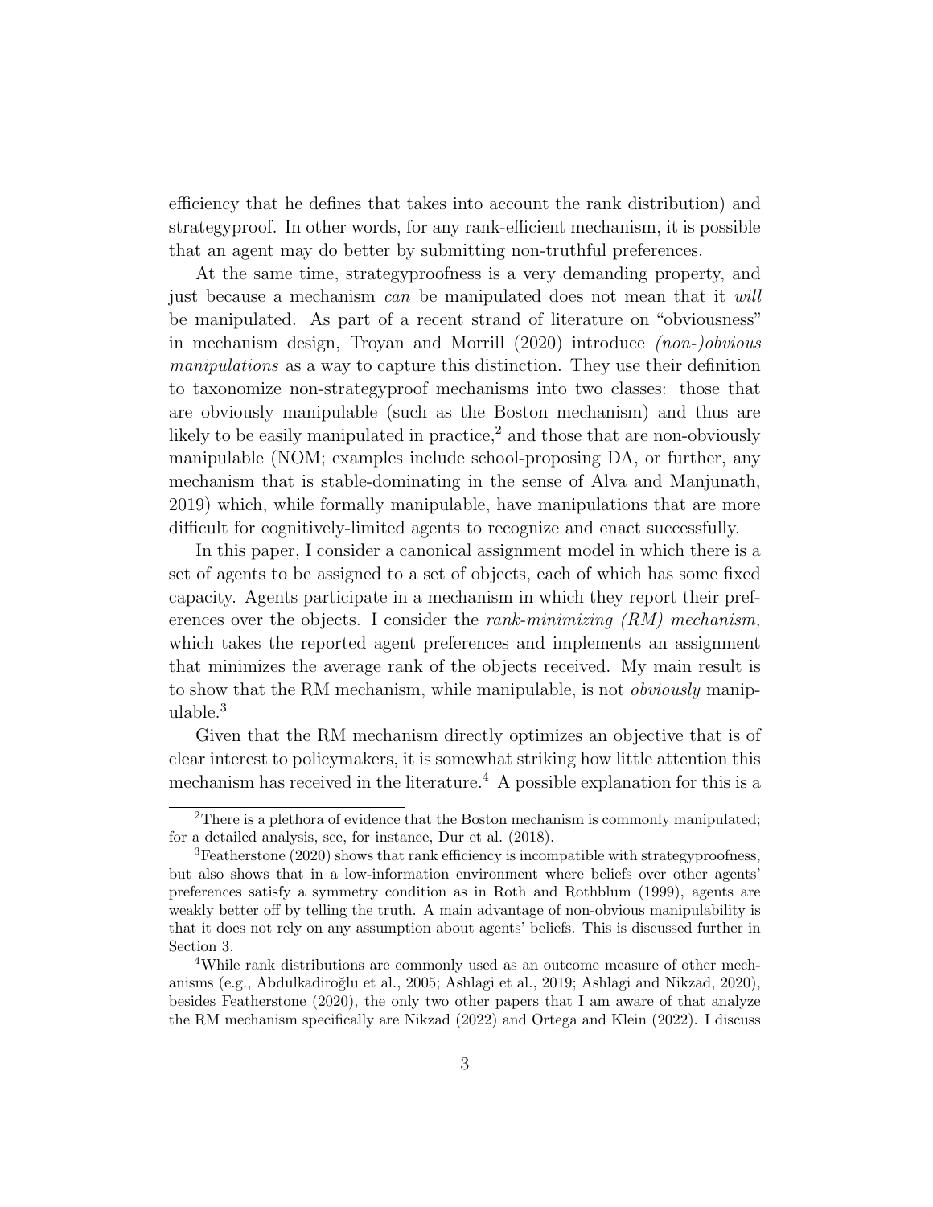efficiency that he defines that takes into account the rank distribution) and strategyproof. In other words, for any rank-efficient mechanism, it is possible that an agent may do better by submitting non-truthful preferences.

At the same time, strategyproofness is a very demanding property, and just because a mechanism *can* be manipulated does not mean that it *will* be manipulated. As part of a recent strand of literature on "obviousness" in mechanism design, Troyan and Morrill (2020) introduce *(non-)obvious manipulations* as a way to capture this distinction. They use their definition to taxonomize non-strategyproof mechanisms into two classes: those that are obviously manipulable (such as the Boston mechanism) and thus are likely to be easily manipulated in practice,[2] and those that are non-obviously manipulable (NOM; examples include school-proposing DA, or further, any mechanism that is stable-dominating in the sense of Alva and Manjunath, 2019) which, while formally manipulable, have manipulations that are more difficult for cognitively-limited agents to recognize and enact successfully.

In this paper, I consider a canonical assignment model in which there is a set of agents to be assigned to a set of objects, each of which has some fixed capacity. Agents participate in a mechanism in which they report their preferences over the objects. I consider the *rank-minimizing (RM) mechanism,* which takes the reported agent preferences and implements an assignment that minimizes the average rank of the objects received. My main result is to show that the RM mechanism, while manipulable, is not *obviously* manipulable.[3]

Given that the RM mechanism directly optimizes an objective that is of clear interest to policymakers, it is somewhat striking how little attention this mechanism has received in the literature.[4] A possible explanation for this is a

---

[2] There is a plethora of evidence that the Boston mechanism is commonly manipulated; for a detailed analysis, see, for instance, Dur et al. (2018).

[3] Featherstone (2020) shows that rank efficiency is incompatible with strategyproofness, but also shows that in a low-information environment where beliefs over other agents' preferences satisfy a symmetry condition as in Roth and Rothblum (1999), agents are weakly better off by telling the truth. A main advantage of non-obvious manipulability is that it does not rely on any assumption about agents' beliefs. This is discussed further in Section 3.

[4] While rank distributions are commonly used as an outcome measure of other mechanisms (e.g., Abdulkadiroğlu et al., 2005; Ashlagi et al., 2019; Ashlagi and Nikzad, 2020), besides Featherstone (2020), the only two other papers that I am aware of that analyze the RM mechanism specifically are Nikzad (2022) and Ortega and Klein (2022). I discuss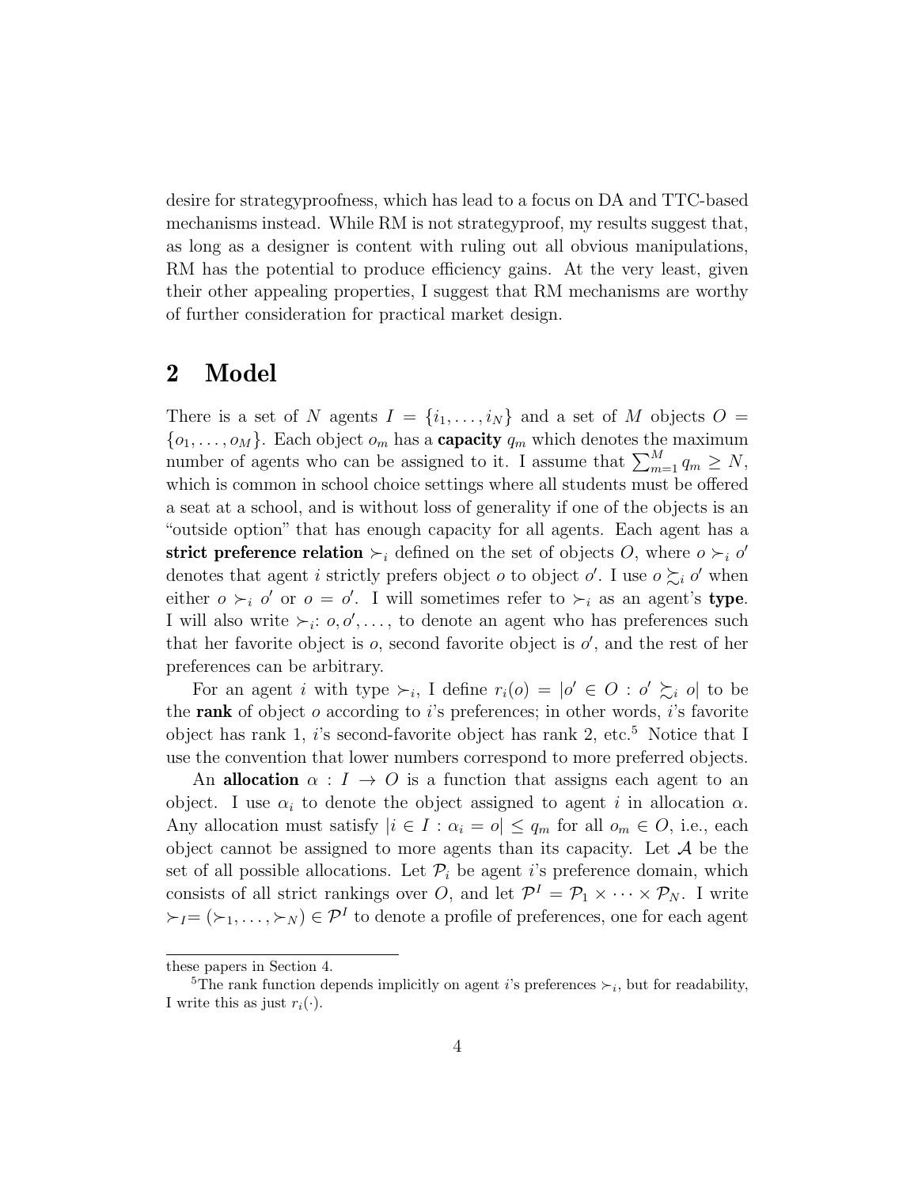desire for strategyproofness, which has lead to a focus on DA and TTC-based mechanisms instead. While RM is not strategyproof, my results suggest that, as long as a designer is content with ruling out all obvious manipulations, RM has the potential to produce efficiency gains. At the very least, given their other appealing properties, I suggest that RM mechanisms are worthy of further consideration for practical market design.

## 2 Model

There is a set of $N$ agents $I = \{i_1, \dots, i_N\}$ and a set of $M$ objects $O = \{o_1, \dots, o_M\}$. Each object $o_m$ has a **capacity** $q_m$ which denotes the maximum number of agents who can be assigned to it. I assume that $\sum_{m=1}^{M} q_m \geq N$, which is common in school choice settings where all students must be offered a seat at a school, and is without loss of generality if one of the objects is an "outside option" that has enough capacity for all agents. Each agent has a **strict preference relation** $\succ_i$ defined on the set of objects $O$, where $o \succ_i o'$ denotes that agent $i$ strictly prefers object $o$ to object $o'$. I use $o \succsim_i o'$ when either $o \succ_i o'$ or $o = o'$. I will sometimes refer to $\succ_i$ as an agent's **type**. I will also write $\succ_i$: $o, o', \dots$, to denote an agent who has preferences such that her favorite object is $o$, second favorite object is $o'$, and the rest of her preferences can be arbitrary.

For an agent $i$ with type $\succ_i$, I define $r_i(o) = |o' \in O : o' \succsim_i o|$ to be the **rank** of object $o$ according to $i$'s preferences; in other words, $i$'s favorite object has rank 1, $i$'s second-favorite object has rank 2, etc.[5] Notice that I use the convention that lower numbers correspond to more preferred objects.

An **allocation** $\alpha : I \to O$ is a function that assigns each agent to an object. I use $\alpha_i$ to denote the object assigned to agent $i$ in allocation $\alpha$. Any allocation must satisfy $|i \in I : \alpha_i = o| \leq q_m$ for all $o_m \in O$, i.e., each object cannot be assigned to more agents than its capacity. Let $\mathcal{A}$ be the set of all possible allocations. Let $\mathcal{P}_i$ be agent $i$'s preference domain, which consists of all strict rankings over $O$, and let $\mathcal{P}^I = \mathcal{P}_1 \times \cdots \times \mathcal{P}_N$. I write $\succ_I = (\succ_1, \dots, \succ_N) \in \mathcal{P}^I$ to denote a profile of preferences, one for each agent

these papers in Section 4.

[5]The rank function depends implicitly on agent $i$'s preferences $\succ_i$, but for readability, I write this as just $r_i(\cdot)$.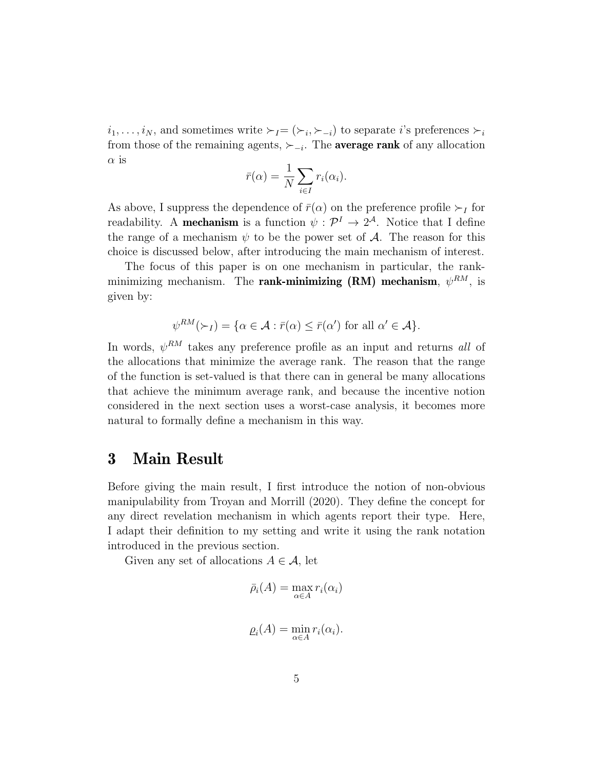$i_1, \ldots, i_N$, and sometimes write $\succ_I = (\succ_i, \succ_{-i})$ to separate $i$'s preferences $\succ_i$ from those of the remaining agents, $\succ_{-i}$. The **average rank** of any allocation $\alpha$ is

$$\bar{r}(\alpha) = \frac{1}{N} \sum_{i \in I} r_i(\alpha_i).$$

As above, I suppress the dependence of $\bar{r}(\alpha)$ on the preference profile $\succ_I$ for readability. A **mechanism** is a function $\psi : \mathcal{P}^I \to 2^{\mathcal{A}}$. Notice that I define the range of a mechanism $\psi$ to be the power set of $\mathcal{A}$. The reason for this choice is discussed below, after introducing the main mechanism of interest.

The focus of this paper is on one mechanism in particular, the rank-minimizing mechanism. The **rank-minimizing (RM) mechanism**, $\psi^{RM}$, is given by:

$$\psi^{RM}(\succ_I) = \{\alpha \in \mathcal{A} : \bar{r}(\alpha) \leq \bar{r}(\alpha') \text{ for all } \alpha' \in \mathcal{A}\}.$$

In words, $\psi^{RM}$ takes any preference profile as an input and returns *all* of the allocations that minimize the average rank. The reason that the range of the function is set-valued is that there can in general be many allocations that achieve the minimum average rank, and because the incentive notion considered in the next section uses a worst-case analysis, it becomes more natural to formally define a mechanism in this way.

# 3 Main Result

Before giving the main result, I first introduce the notion of non-obvious manipulability from Troyan and Morrill (2020). They define the concept for any direct revelation mechanism in which agents report their type. Here, I adapt their definition to my setting and write it using the rank notation introduced in the previous section.

Given any set of allocations $A \in \mathcal{A}$, let

$$\bar{\rho}_i(A) = \max_{\alpha \in A} r_i(\alpha_i)$$

$$\underline{\rho}_i(A) = \min_{\alpha \in A} r_i(\alpha_i).$$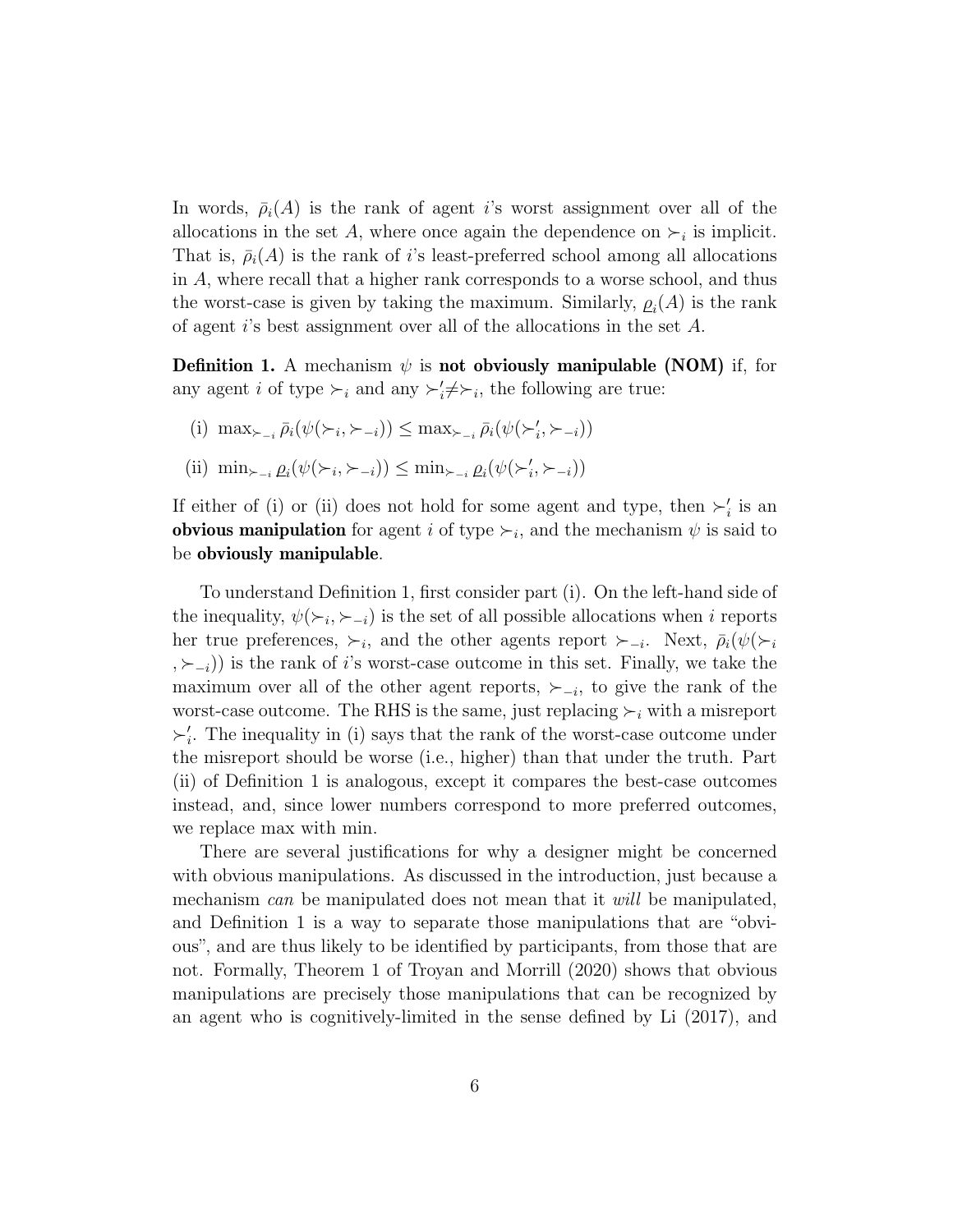In words, $\bar{\rho}_i(A)$ is the rank of agent $i$'s worst assignment over all of the allocations in the set $A$, where once again the dependence on $\succ_i$ is implicit. That is, $\bar{\rho}_i(A)$ is the rank of $i$'s least-preferred school among all allocations in $A$, where recall that a higher rank corresponds to a worse school, and thus the worst-case is given by taking the maximum. Similarly, $\underline{\rho}_i(A)$ is the rank of agent $i$'s best assignment over all of the allocations in the set $A$.

**Definition 1.** A mechanism $\psi$ is **not obviously manipulable (NOM)** if, for any agent $i$ of type $\succ_i$ and any $\succ_i' \neq \succ_i$, the following are true:

(i) $\max_{\succ_{-i}} \bar{\rho}_i(\psi(\succ_i, \succ_{-i})) \leq \max_{\succ_{-i}} \bar{\rho}_i(\psi(\succ_i', \succ_{-i}))$

(ii) $\min_{\succ_{-i}} \underline{\rho}_i(\psi(\succ_i, \succ_{-i})) \leq \min_{\succ_{-i}} \underline{\rho}_i(\psi(\succ_i', \succ_{-i}))$

If either of (i) or (ii) does not hold for some agent and type, then $\succ_i'$ is an **obvious manipulation** for agent $i$ of type $\succ_i$, and the mechanism $\psi$ is said to be **obviously manipulable**.

To understand Definition 1, first consider part (i). On the left-hand side of the inequality, $\psi(\succ_i, \succ_{-i})$ is the set of all possible allocations when $i$ reports her true preferences, $\succ_i$, and the other agents report $\succ_{-i}$. Next, $\bar{\rho}_i(\psi(\succ_i, \succ_{-i}))$ is the rank of $i$'s worst-case outcome in this set. Finally, we take the maximum over all of the other agent reports, $\succ_{-i}$, to give the rank of the worst-case outcome. The RHS is the same, just replacing $\succ_i$ with a misreport $\succ_i'$. The inequality in (i) says that the rank of the worst-case outcome under the misreport should be worse (i.e., higher) than that under the truth. Part (ii) of Definition 1 is analogous, except it compares the best-case outcomes instead, and, since lower numbers correspond to more preferred outcomes, we replace max with min.

There are several justifications for why a designer might be concerned with obvious manipulations. As discussed in the introduction, just because a mechanism *can* be manipulated does not mean that it *will* be manipulated, and Definition 1 is a way to separate those manipulations that are "obvious", and are thus likely to be identified by participants, from those that are not. Formally, Theorem 1 of Troyan and Morrill (2020) shows that obvious manipulations are precisely those manipulations that can be recognized by an agent who is cognitively-limited in the sense defined by Li (2017), and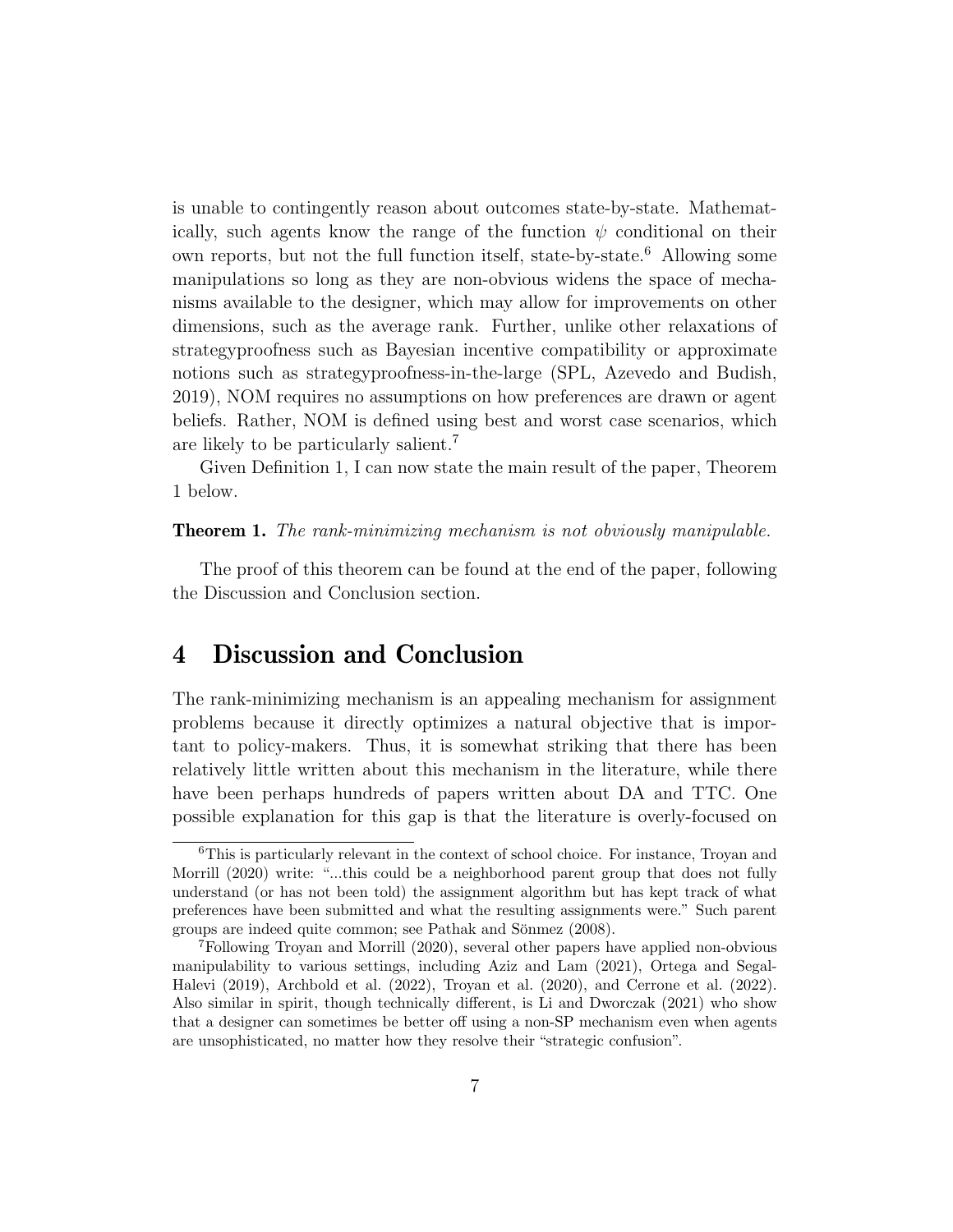is unable to contingently reason about outcomes state-by-state. Mathematically, such agents know the range of the function $\psi$ conditional on their own reports, but not the full function itself, state-by-state.[6] Allowing some manipulations so long as they are non-obvious widens the space of mechanisms available to the designer, which may allow for improvements on other dimensions, such as the average rank. Further, unlike other relaxations of strategyproofness such as Bayesian incentive compatibility or approximate notions such as strategyproofness-in-the-large (SPL, Azevedo and Budish, 2019), NOM requires no assumptions on how preferences are drawn or agent beliefs. Rather, NOM is defined using best and worst case scenarios, which are likely to be particularly salient.[7]

Given Definition 1, I can now state the main result of the paper, Theorem 1 below.

**Theorem 1.** *The rank-minimizing mechanism is not obviously manipulable.*

The proof of this theorem can be found at the end of the paper, following the Discussion and Conclusion section.

## 4 Discussion and Conclusion

The rank-minimizing mechanism is an appealing mechanism for assignment problems because it directly optimizes a natural objective that is important to policy-makers. Thus, it is somewhat striking that there has been relatively little written about this mechanism in the literature, while there have been perhaps hundreds of papers written about DA and TTC. One possible explanation for this gap is that the literature is overly-focused on

[6] This is particularly relevant in the context of school choice. For instance, Troyan and Morrill (2020) write: "...this could be a neighborhood parent group that does not fully understand (or has not been told) the assignment algorithm but has kept track of what preferences have been submitted and what the resulting assignments were." Such parent groups are indeed quite common; see Pathak and Sönmez (2008).

[7] Following Troyan and Morrill (2020), several other papers have applied non-obvious manipulability to various settings, including Aziz and Lam (2021), Ortega and Segal-Halevi (2019), Archbold et al. (2022), Troyan et al. (2020), and Cerrone et al. (2022). Also similar in spirit, though technically different, is Li and Dworczak (2021) who show that a designer can sometimes be better off using a non-SP mechanism even when agents are unsophisticated, no matter how they resolve their "strategic confusion".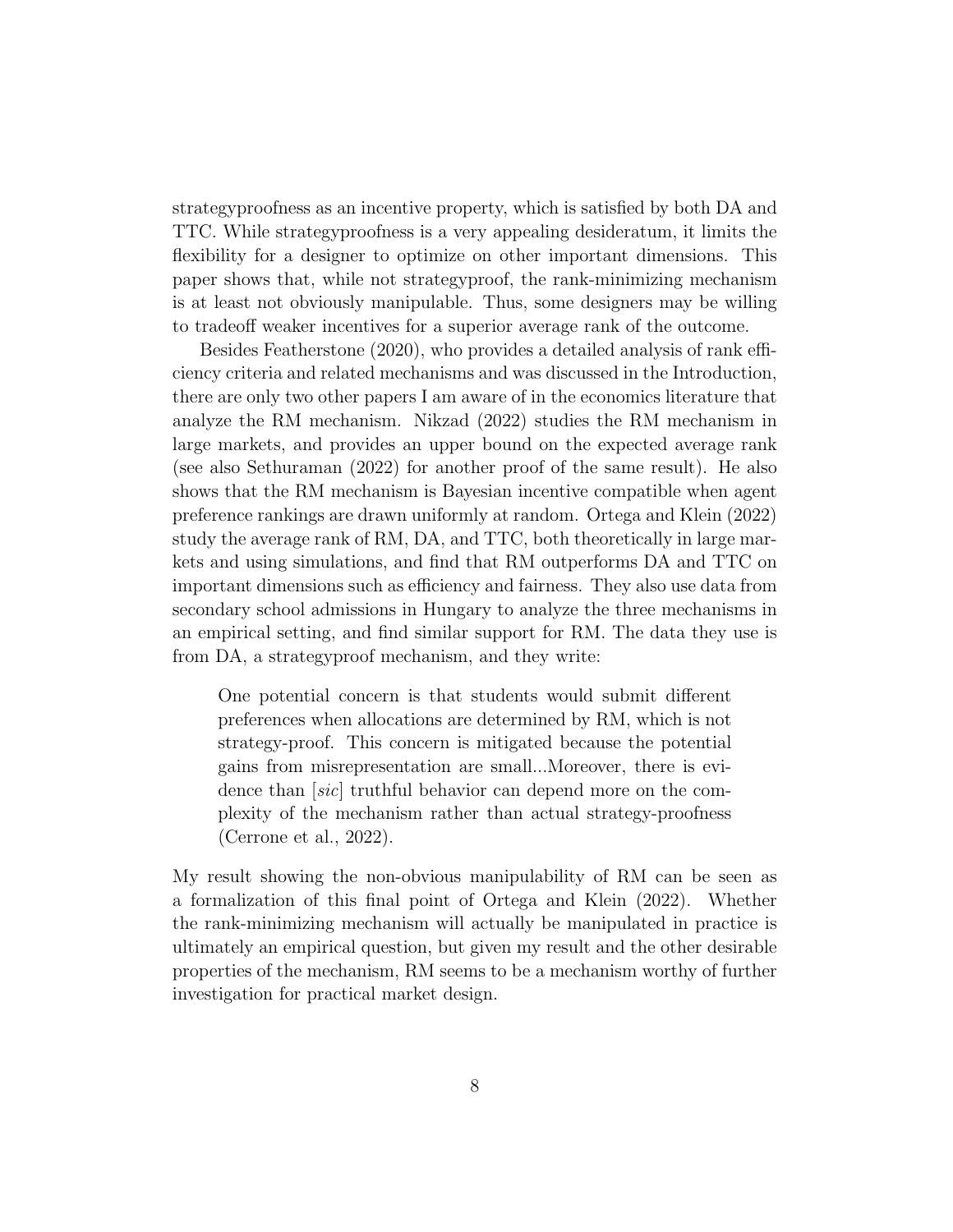strategyproofness as an incentive property, which is satisfied by both DA and TTC. While strategyproofness is a very appealing desideratum, it limits the flexibility for a designer to optimize on other important dimensions. This paper shows that, while not strategyproof, the rank-minimizing mechanism is at least not obviously manipulable. Thus, some designers may be willing to tradeoff weaker incentives for a superior average rank of the outcome.

Besides Featherstone (2020), who provides a detailed analysis of rank efficiency criteria and related mechanisms and was discussed in the Introduction, there are only two other papers I am aware of in the economics literature that analyze the RM mechanism. Nikzad (2022) studies the RM mechanism in large markets, and provides an upper bound on the expected average rank (see also Sethuraman (2022) for another proof of the same result). He also shows that the RM mechanism is Bayesian incentive compatible when agent preference rankings are drawn uniformly at random. Ortega and Klein (2022) study the average rank of RM, DA, and TTC, both theoretically in large markets and using simulations, and find that RM outperforms DA and TTC on important dimensions such as efficiency and fairness. They also use data from secondary school admissions in Hungary to analyze the three mechanisms in an empirical setting, and find similar support for RM. The data they use is from DA, a strategyproof mechanism, and they write:

> One potential concern is that students would submit different preferences when allocations are determined by RM, which is not strategy-proof. This concern is mitigated because the potential gains from misrepresentation are small...Moreover, there is evidence than [*sic*] truthful behavior can depend more on the complexity of the mechanism rather than actual strategy-proofness (Cerrone et al., 2022).

My result showing the non-obvious manipulability of RM can be seen as a formalization of this final point of Ortega and Klein (2022). Whether the rank-minimizing mechanism will actually be manipulated in practice is ultimately an empirical question, but given my result and the other desirable properties of the mechanism, RM seems to be a mechanism worthy of further investigation for practical market design.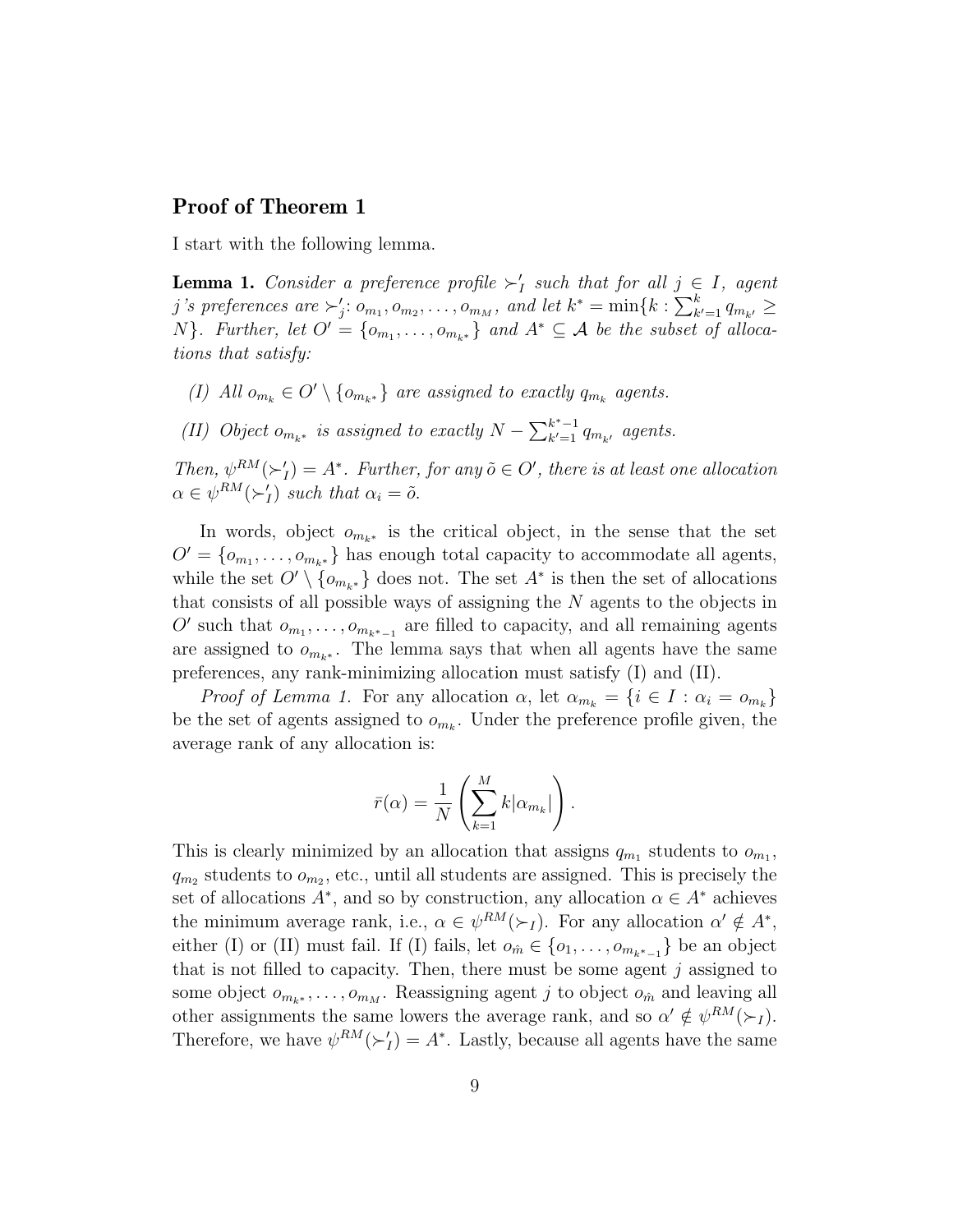## Proof of Theorem 1

I start with the following lemma.

**Lemma 1.** *Consider a preference profile $\succ'_I$ such that for all $j \in I$, agent $j$'s preferences are $\succ'_j$: $o_{m_1}, o_{m_2}, \ldots, o_{m_M}$, and let $k^* = \min\{k : \sum_{k'=1}^{k} q_{m_{k'}} \geq N\}$. Further, let $O' = \{o_{m_1}, \ldots, o_{m_{k^*}}\}$ and $A^* \subseteq \mathcal{A}$ be the subset of allocations that satisfy:*

*(I) All $o_{m_k} \in O' \setminus \{o_{m_{k^*}}\}$ are assigned to exactly $q_{m_k}$ agents.*

*(II) Object $o_{m_{k^*}}$ is assigned to exactly $N - \sum_{k'=1}^{k^*-1} q_{m_{k'}}$ agents.*

*Then, $\psi^{RM}(\succ'_I) = A^*$. Further, for any $\tilde{o} \in O'$, there is at least one allocation $\alpha \in \psi^{RM}(\succ'_I)$ such that $\alpha_i = \tilde{o}$.*

In words, object $o_{m_{k^*}}$ is the critical object, in the sense that the set $O' = \{o_{m_1}, \ldots, o_{m_{k^*}}\}$ has enough total capacity to accommodate all agents, while the set $O' \setminus \{o_{m_{k^*}}\}$ does not. The set $A^*$ is then the set of allocations that consists of all possible ways of assigning the $N$ agents to the objects in $O'$ such that $o_{m_1}, \ldots, o_{m_{k^*-1}}$ are filled to capacity, and all remaining agents are assigned to $o_{m_{k^*}}$. The lemma says that when all agents have the same preferences, any rank-minimizing allocation must satisfy (I) and (II).

*Proof of Lemma 1.* For any allocation $\alpha$, let $\alpha_{m_k} = \{i \in I : \alpha_i = o_{m_k}\}$ be the set of agents assigned to $o_{m_k}$. Under the preference profile given, the average rank of any allocation is:

$$\bar{r}(\alpha) = \frac{1}{N}\left(\sum_{k=1}^{M} k|\alpha_{m_k}|\right).$$

This is clearly minimized by an allocation that assigns $q_{m_1}$ students to $o_{m_1}$, $q_{m_2}$ students to $o_{m_2}$, etc., until all students are assigned. This is precisely the set of allocations $A^*$, and so by construction, any allocation $\alpha \in A^*$ achieves the minimum average rank, i.e., $\alpha \in \psi^{RM}(\succ_I)$. For any allocation $\alpha' \notin A^*$, either (I) or (II) must fail. If (I) fails, let $o_{\hat{m}} \in \{o_1, \ldots, o_{m_{k^*-1}}\}$ be an object that is not filled to capacity. Then, there must be some agent $j$ assigned to some object $o_{m_{k^*}}, \ldots, o_{m_M}$. Reassigning agent $j$ to object $o_{\hat{m}}$ and leaving all other assignments the same lowers the average rank, and so $\alpha' \notin \psi^{RM}(\succ_I)$. Therefore, we have $\psi^{RM}(\succ'_I) = A^*$. Lastly, because all agents have the same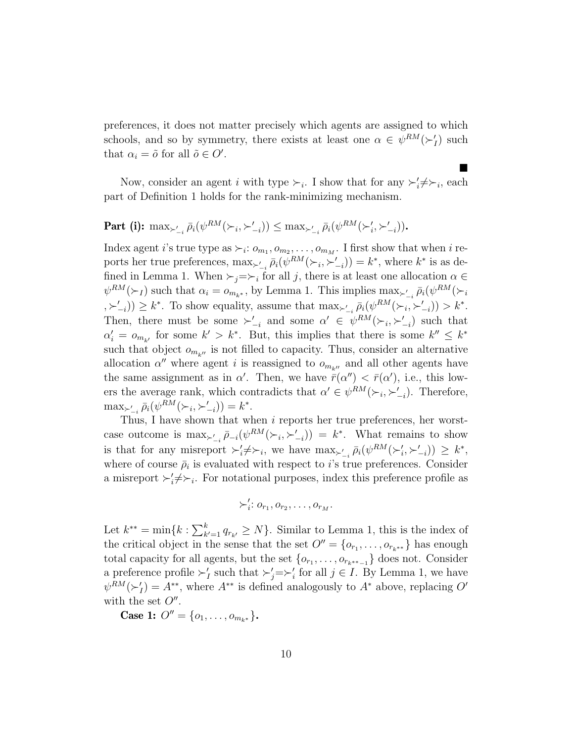preferences, it does not matter precisely which agents are assigned to which schools, and so by symmetry, there exists at least one $\alpha \in \psi^{RM}(\succ'_I)$ such that $\alpha_i = \tilde{o}$ for all $\tilde{o} \in O'$.

■

Now, consider an agent $i$ with type $\succ_i$. I show that for any $\succ'_i \neq \succ_i$, each part of Definition 1 holds for the rank-minimizing mechanism.

**Part (i): $\max_{\succ'_{-i}} \bar{\rho}_i(\psi^{RM}(\succ_i, \succ'_{-i})) \leq \max_{\succ'_{-i}} \bar{\rho}_i(\psi^{RM}(\succ'_i, \succ'_{-i}))$.**

Index agent $i$'s true type as $\succ_i$: $o_{m_1}, o_{m_2}, \ldots, o_{m_M}$. I first show that when $i$ reports her true preferences, $\max_{\succ'_{-i}} \bar{\rho}_i(\psi^{RM}(\succ_i, \succ'_{-i})) = k^*$, where $k^*$ is as defined in Lemma 1. When $\succ_j = \succ_i$ for all $j$, there is at least one allocation $\alpha \in \psi^{RM}(\succ_I)$ such that $\alpha_i = o_{m_{k^*}}$, by Lemma 1. This implies $\max_{\succ'_{-i}} \bar{\rho}_i(\psi^{RM}(\succ_i, \succ'_{-i})) \geq k^*$. To show equality, assume that $\max_{\succ'_{-i}} \bar{\rho}_i(\psi^{RM}(\succ_i, \succ'_{-i})) > k^*$. Then, there must be some $\succ'_{-i}$ and some $\alpha' \in \psi^{RM}(\succ_i, \succ'_{-i})$ such that $\alpha'_i = o_{m_{k'}}$ for some $k' > k^*$. But, this implies that there is some $k'' \leq k^*$ such that object $o_{m_{k''}}$ is not filled to capacity. Thus, consider an alternative allocation $\alpha''$ where agent $i$ is reassigned to $o_{m_{k''}}$ and all other agents have the same assignment as in $\alpha'$. Then, we have $\bar{r}(\alpha'') < \bar{r}(\alpha')$, i.e., this lowers the average rank, which contradicts that $\alpha' \in \psi^{RM}(\succ_i, \succ'_{-i})$. Therefore, $\max_{\succ'_{-i}} \bar{\rho}_i(\psi^{RM}(\succ_i, \succ'_{-i})) = k^*$.

Thus, I have shown that when $i$ reports her true preferences, her worst-case outcome is $\max_{\succ'_{-i}} \bar{\rho}_{-i}(\psi^{RM}(\succ_i, \succ'_{-i})) = k^*$. What remains to show is that for any misreport $\succ'_i \neq \succ_i$, we have $\max_{\succ'_{-i}} \bar{\rho}_i(\psi^{RM}(\succ'_i, \succ'_{-i})) \geq k^*$, where of course $\bar{\rho}_i$ is evaluated with respect to $i$'s true preferences. Consider a misreport $\succ'_i \neq \succ_i$. For notational purposes, index this preference profile as

$$\succ'_i\colon o_{r_1}, o_{r_2}, \ldots, o_{r_M}.$$

Let $k^{**} = \min\{k : \sum_{k'=1}^{k} q_{r_{k'}} \geq N\}$. Similar to Lemma 1, this is the index of the critical object in the sense that the set $O'' = \{o_{r_1}, \ldots, o_{r_{k^{**}}}\}$ has enough total capacity for all agents, but the set $\{o_{r_1}, \ldots, o_{r_{k^{**}-1}}\}$ does not. Consider a preference profile $\succ'_I$ such that $\succ'_j = \succ'_i$ for all $j \in I$. By Lemma 1, we have $\psi^{RM}(\succ'_I) = A^{**}$, where $A^{**}$ is defined analogously to $A^*$ above, replacing $O'$ with the set $O''$.

**Case 1: $O'' = \{o_1, \ldots, o_{m_{k^*}}\}$.**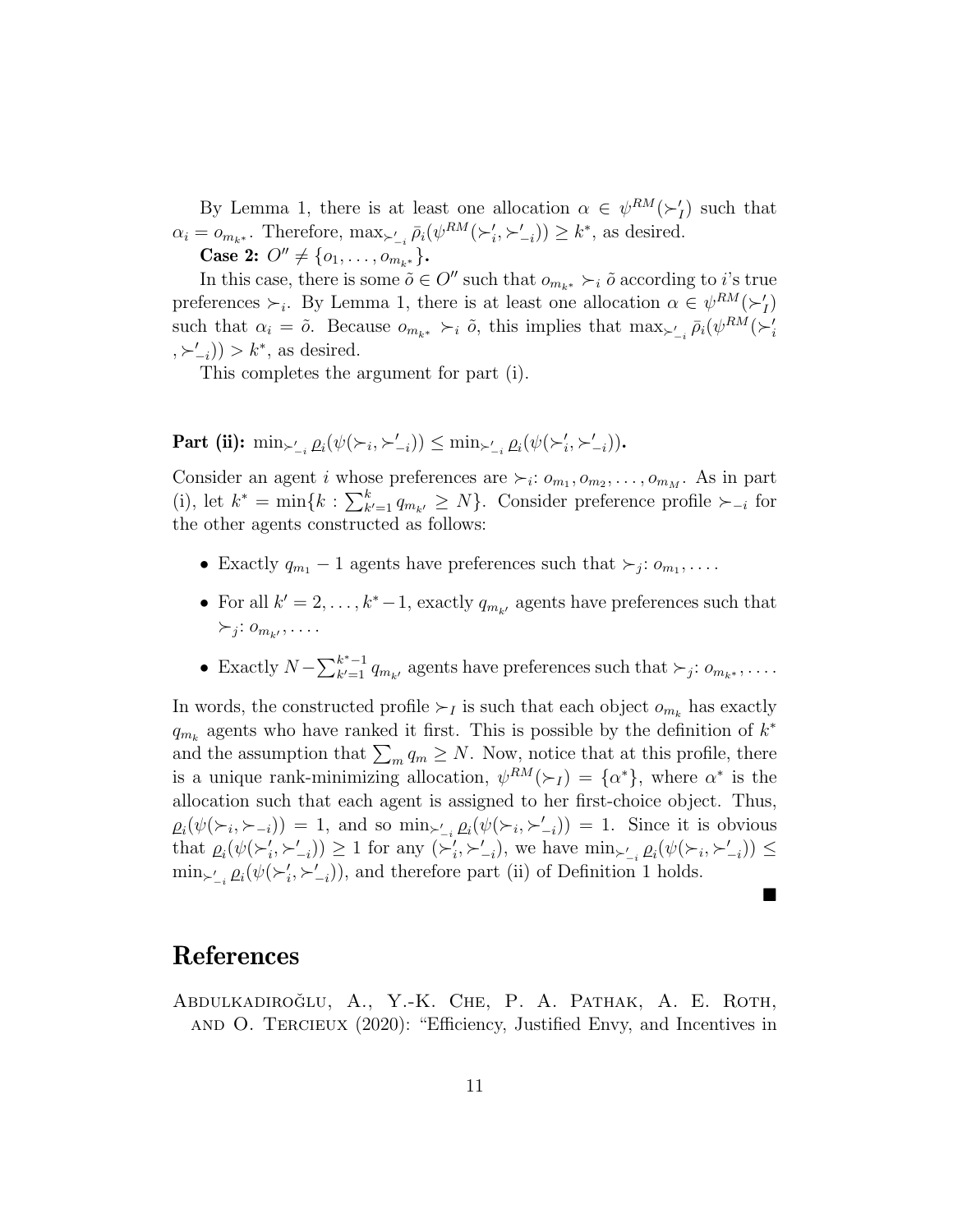By Lemma 1, there is at least one allocation $\alpha \in \psi^{RM}(\succ'_I)$ such that $\alpha_i = o_{m_{k^*}}$. Therefore, $\max_{\succ'_{-i}} \bar{\rho}_i(\psi^{RM}(\succ'_i, \succ'_{-i})) \geq k^*$, as desired.

**Case 2:** $O'' \neq \{o_1, \ldots, o_{m_{k^*}}\}$**.**

In this case, there is some $\tilde{o} \in O''$ such that $o_{m_{k^*}} \succ_i \tilde{o}$ according to $i$'s true preferences $\succ_i$. By Lemma 1, there is at least one allocation $\alpha \in \psi^{RM}(\succ'_I)$ such that $\alpha_i = \tilde{o}$. Because $o_{m_{k^*}} \succ_i \tilde{o}$, this implies that $\max_{\succ'_{-i}} \bar{\rho}_i(\psi^{RM}(\succ'_i, \succ'_{-i})) > k^*$, as desired.

This completes the argument for part (i).

**Part (ii):** $\min_{\succ'_{-i}} \underline{\rho}_i(\psi(\succ_i, \succ'_{-i})) \leq \min_{\succ'_{-i}} \underline{\rho}_i(\psi(\succ'_i, \succ'_{-i}))$**.**

Consider an agent $i$ whose preferences are $\succ_i$: $o_{m_1}, o_{m_2}, \ldots, o_{m_M}$. As in part (i), let $k^* = \min\{k : \sum_{k'=1}^{k} q_{m_{k'}} \geq N\}$. Consider preference profile $\succ_{-i}$ for the other agents constructed as follows:

- Exactly $q_{m_1} - 1$ agents have preferences such that $\succ_j$: $o_{m_1}, \ldots$.
- For all $k' = 2, \ldots, k^* - 1$, exactly $q_{m_{k'}}$ agents have preferences such that $\succ_j$: $o_{m_{k'}}, \ldots$.
- Exactly $N - \sum_{k'=1}^{k^*-1} q_{m_{k'}}$ agents have preferences such that $\succ_j$: $o_{m_{k^*}}, \ldots$.

In words, the constructed profile $\succ_I$ is such that each object $o_{m_k}$ has exactly $q_{m_k}$ agents who have ranked it first. This is possible by the definition of $k^*$ and the assumption that $\sum_m q_m \geq N$. Now, notice that at this profile, there is a unique rank-minimizing allocation, $\psi^{RM}(\succ_I) = \{\alpha^*\}$, where $\alpha^*$ is the allocation such that each agent is assigned to her first-choice object. Thus, $\underline{\rho}_i(\psi(\succ_i, \succ_{-i})) = 1$, and so $\min_{\succ'_{-i}} \underline{\rho}_i(\psi(\succ_i, \succ'_{-i})) = 1$. Since it is obvious that $\underline{\rho}_i(\psi(\succ'_i, \succ'_{-i})) \geq 1$ for any $(\succ'_i, \succ'_{-i})$, we have $\min_{\succ'_{-i}} \underline{\rho}_i(\psi(\succ_i, \succ'_{-i})) \leq \min_{\succ'_{-i}} \underline{\rho}_i(\psi(\succ'_i, \succ'_{-i}))$, and therefore part (ii) of Definition 1 holds.

■

# References

Abdulkadiroğlu, A., Y.-K. Che, P. A. Pathak, A. E. Roth, and O. Tercieux (2020): "Efficiency, Justified Envy, and Incentives in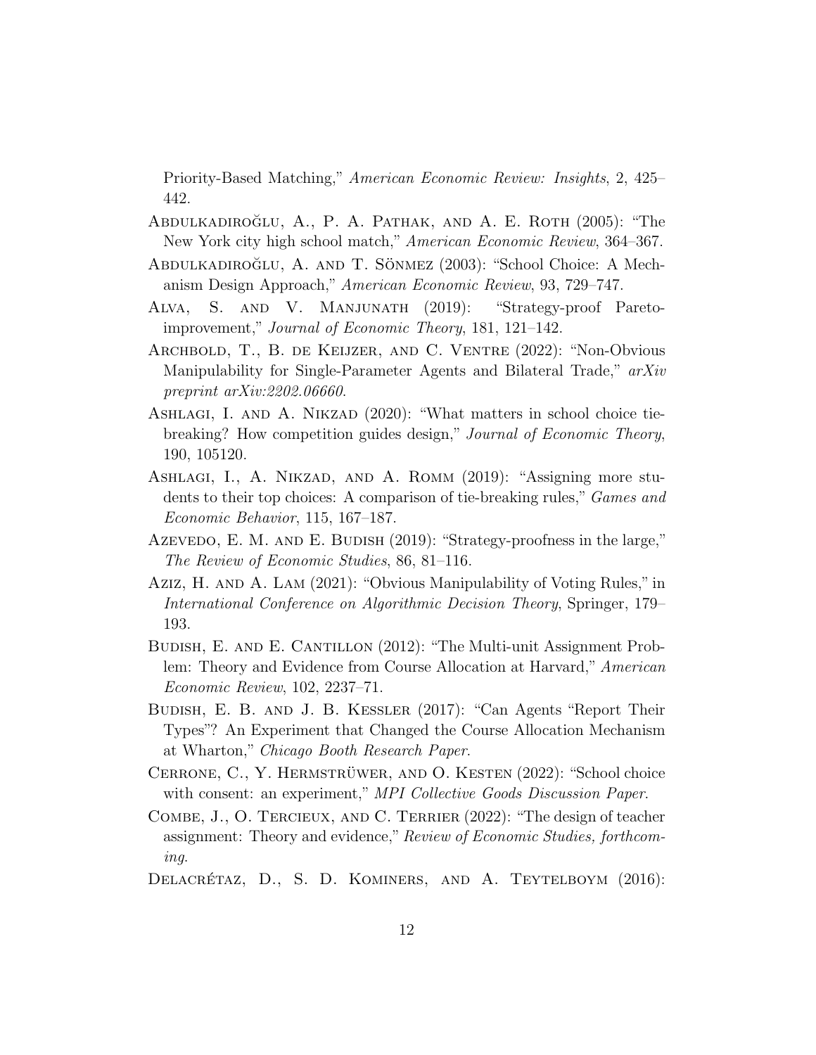Priority-Based Matching," *American Economic Review: Insights*, 2, 425–442.

Abdulkadiroğlu, A., P. A. Pathak, and A. E. Roth (2005): "The New York city high school match," *American Economic Review*, 364–367.

Abdulkadiroğlu, A. and T. Sönmez (2003): "School Choice: A Mechanism Design Approach," *American Economic Review*, 93, 729–747.

Alva, S. and V. Manjunath (2019): "Strategy-proof Pareto-improvement," *Journal of Economic Theory*, 181, 121–142.

Archbold, T., B. de Keijzer, and C. Ventre (2022): "Non-Obvious Manipulability for Single-Parameter Agents and Bilateral Trade," *arXiv preprint arXiv:2202.06660*.

Ashlagi, I. and A. Nikzad (2020): "What matters in school choice tie-breaking? How competition guides design," *Journal of Economic Theory*, 190, 105120.

Ashlagi, I., A. Nikzad, and A. Romm (2019): "Assigning more students to their top choices: A comparison of tie-breaking rules," *Games and Economic Behavior*, 115, 167–187.

Azevedo, E. M. and E. Budish (2019): "Strategy-proofness in the large," *The Review of Economic Studies*, 86, 81–116.

Aziz, H. and A. Lam (2021): "Obvious Manipulability of Voting Rules," in *International Conference on Algorithmic Decision Theory*, Springer, 179–193.

Budish, E. and E. Cantillon (2012): "The Multi-unit Assignment Problem: Theory and Evidence from Course Allocation at Harvard," *American Economic Review*, 102, 2237–71.

Budish, E. B. and J. B. Kessler (2017): "Can Agents "Report Their Types"? An Experiment that Changed the Course Allocation Mechanism at Wharton," *Chicago Booth Research Paper*.

Cerrone, C., Y. Hermstrüwer, and O. Kesten (2022): "School choice with consent: an experiment," *MPI Collective Goods Discussion Paper*.

Combe, J., O. Tercieux, and C. Terrier (2022): "The design of teacher assignment: Theory and evidence," *Review of Economic Studies, forthcoming*.

Delacrétaz, D., S. D. Kominers, and A. Teytelboym (2016):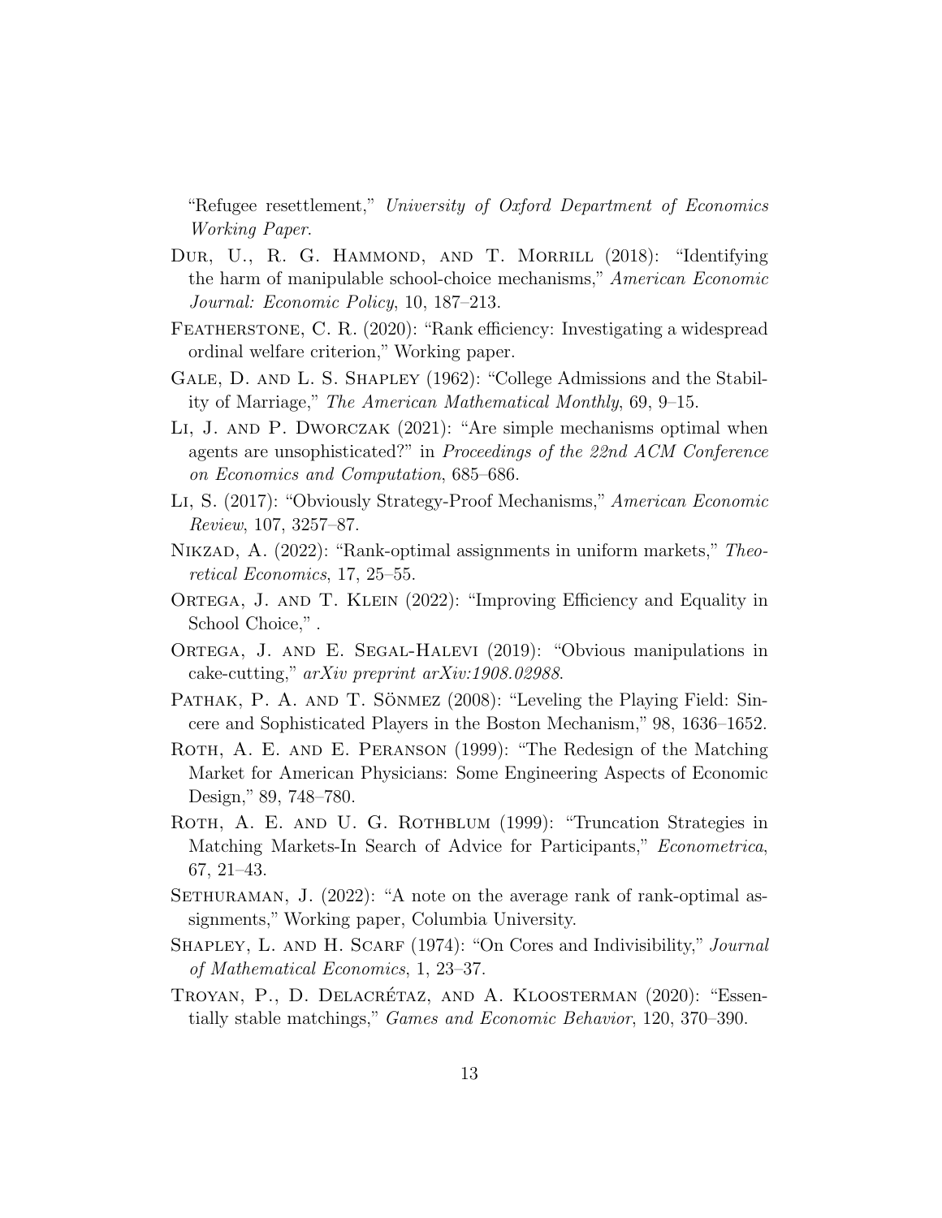"Refugee resettlement," *University of Oxford Department of Economics Working Paper*.

Dur, U., R. G. Hammond, and T. Morrill (2018): "Identifying the harm of manipulable school-choice mechanisms," *American Economic Journal: Economic Policy*, 10, 187–213.

Featherstone, C. R. (2020): "Rank efficiency: Investigating a widespread ordinal welfare criterion," Working paper.

Gale, D. and L. S. Shapley (1962): "College Admissions and the Stability of Marriage," *The American Mathematical Monthly*, 69, 9–15.

Li, J. and P. Dworczak (2021): "Are simple mechanisms optimal when agents are unsophisticated?" in *Proceedings of the 22nd ACM Conference on Economics and Computation*, 685–686.

Li, S. (2017): "Obviously Strategy-Proof Mechanisms," *American Economic Review*, 107, 3257–87.

Nikzad, A. (2022): "Rank-optimal assignments in uniform markets," *Theoretical Economics*, 17, 25–55.

Ortega, J. and T. Klein (2022): "Improving Efficiency and Equality in School Choice," .

Ortega, J. and E. Segal-Halevi (2019): "Obvious manipulations in cake-cutting," *arXiv preprint arXiv:1908.02988*.

Pathak, P. A. and T. Sönmez (2008): "Leveling the Playing Field: Sincere and Sophisticated Players in the Boston Mechanism," 98, 1636–1652.

Roth, A. E. and E. Peranson (1999): "The Redesign of the Matching Market for American Physicians: Some Engineering Aspects of Economic Design," 89, 748–780.

Roth, A. E. and U. G. Rothblum (1999): "Truncation Strategies in Matching Markets-In Search of Advice for Participants," *Econometrica*, 67, 21–43.

Sethuraman, J. (2022): "A note on the average rank of rank-optimal assignments," Working paper, Columbia University.

Shapley, L. and H. Scarf (1974): "On Cores and Indivisibility," *Journal of Mathematical Economics*, 1, 23–37.

Troyan, P., D. Delacrétaz, and A. Kloosterman (2020): "Essentially stable matchings," *Games and Economic Behavior*, 120, 370–390.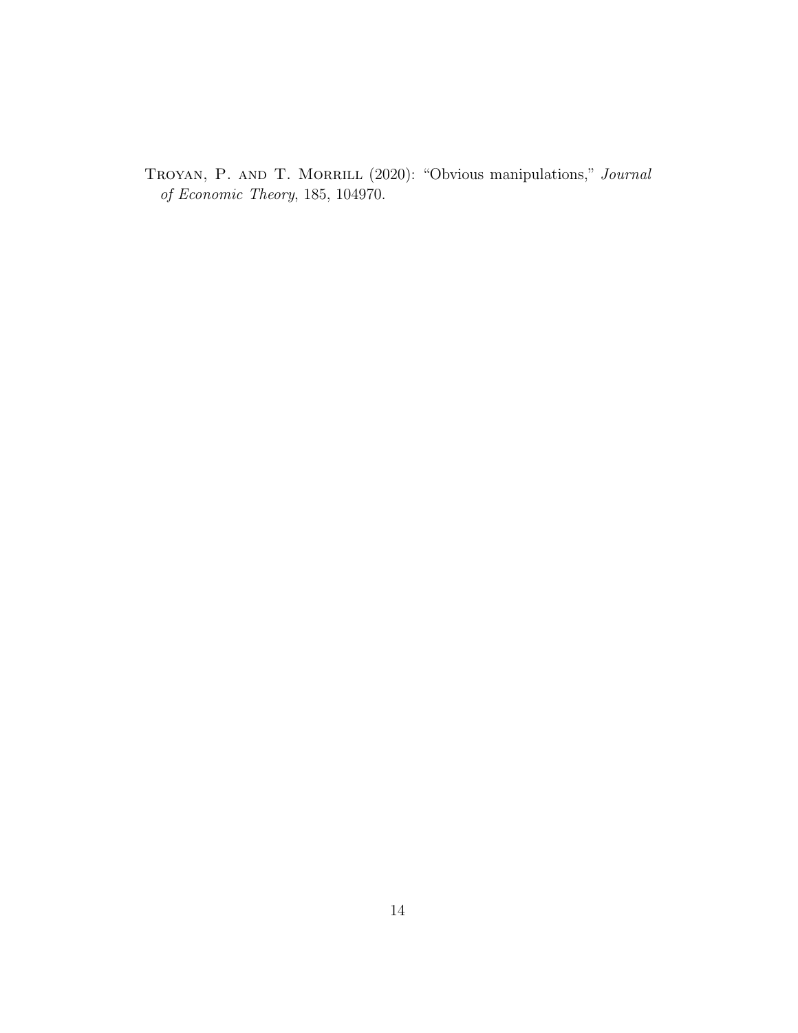Troyan, P. and T. Morrill (2020): "Obvious manipulations," *Journal of Economic Theory*, 185, 104970.